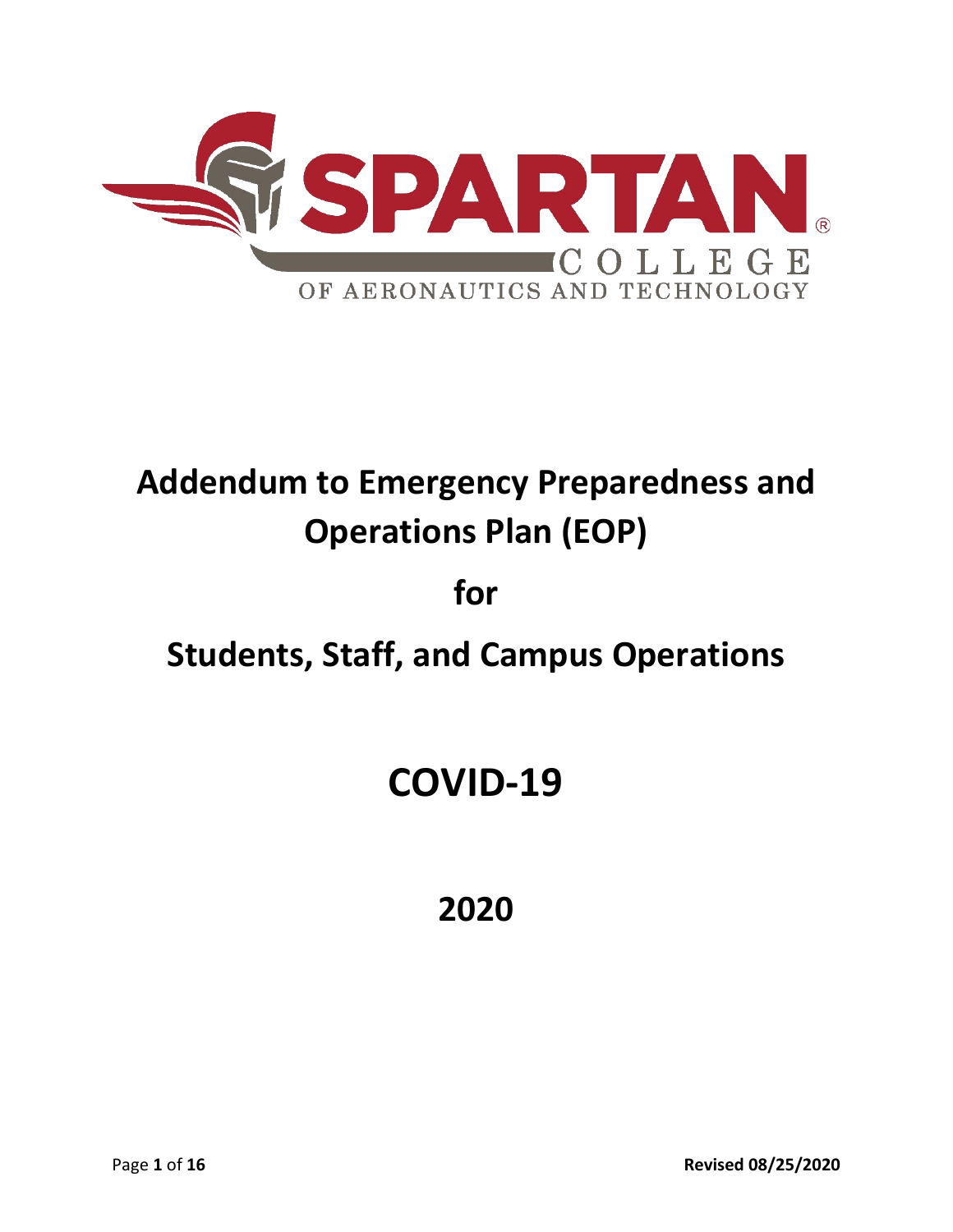SPARTAN®
COLLEGE
OF AERONAUTICS AND TECHNOLOGY

# Addendum to Emergency Preparedness and Operations Plan (EOP)

# for

# Students, Staff, and Campus Operations

# COVID-19

# 2020

Revised 08/25/2020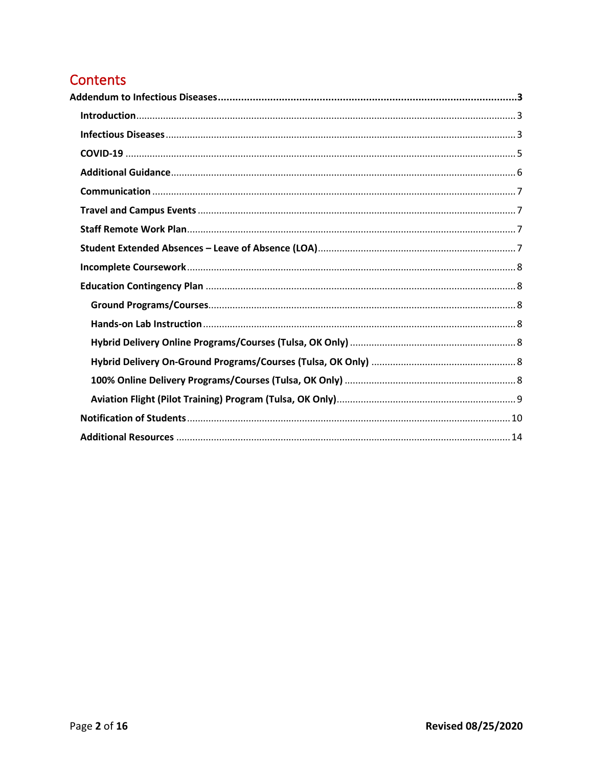# Contents

**Addendum to Infectious Diseases** .......... 3

- **Introduction** .......... 3
- **Infectious Diseases** .......... 3
- **COVID-19** .......... 5
- **Additional Guidance** .......... 6
- **Communication** .......... 7
- **Travel and Campus Events** .......... 7
- **Staff Remote Work Plan** .......... 7
- **Student Extended Absences – Leave of Absence (LOA)** .......... 7
- **Incomplete Coursework** .......... 8
- **Education Contingency Plan** .......... 8
  - **Ground Programs/Courses** .......... 8
  - **Hands-on Lab Instruction** .......... 8
  - **Hybrid Delivery Online Programs/Courses (Tulsa, OK Only)** .......... 8
  - **Hybrid Delivery On-Ground Programs/Courses (Tulsa, OK Only)** .......... 8
  - **100% Online Delivery Programs/Courses (Tulsa, OK Only)** .......... 8
  - **Aviation Flight (Pilot Training) Program (Tulsa, OK Only)** .......... 9
- **Notification of Students** .......... 10
- **Additional Resources** .......... 14

**Revised 08/25/2020**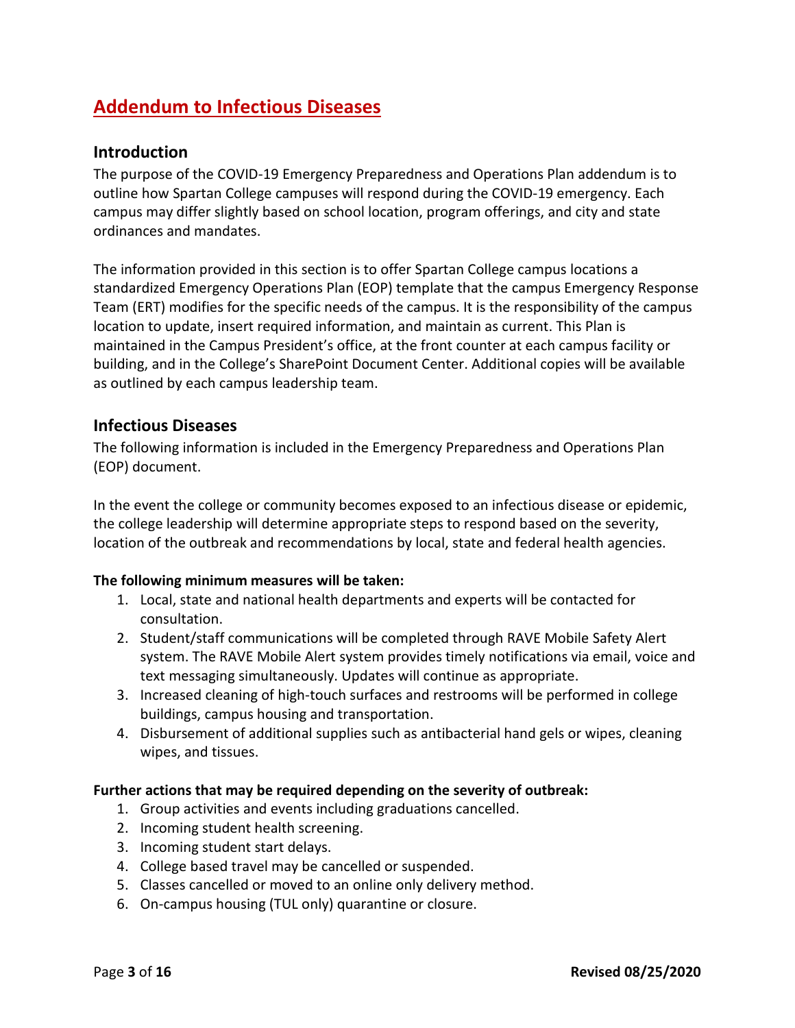# Addendum to Infectious Diseases

## Introduction

The purpose of the COVID-19 Emergency Preparedness and Operations Plan addendum is to outline how Spartan College campuses will respond during the COVID-19 emergency. Each campus may differ slightly based on school location, program offerings, and city and state ordinances and mandates.

The information provided in this section is to offer Spartan College campus locations a standardized Emergency Operations Plan (EOP) template that the campus Emergency Response Team (ERT) modifies for the specific needs of the campus. It is the responsibility of the campus location to update, insert required information, and maintain as current. This Plan is maintained in the Campus President's office, at the front counter at each campus facility or building, and in the College's SharePoint Document Center. Additional copies will be available as outlined by each campus leadership team.

## Infectious Diseases

The following information is included in the Emergency Preparedness and Operations Plan (EOP) document.

In the event the college or community becomes exposed to an infectious disease or epidemic, the college leadership will determine appropriate steps to respond based on the severity, location of the outbreak and recommendations by local, state and federal health agencies.

**The following minimum measures will be taken:**

1. Local, state and national health departments and experts will be contacted for consultation.
2. Student/staff communications will be completed through RAVE Mobile Safety Alert system. The RAVE Mobile Alert system provides timely notifications via email, voice and text messaging simultaneously. Updates will continue as appropriate.
3. Increased cleaning of high-touch surfaces and restrooms will be performed in college buildings, campus housing and transportation.
4. Disbursement of additional supplies such as antibacterial hand gels or wipes, cleaning wipes, and tissues.

**Further actions that may be required depending on the severity of outbreak:**

1. Group activities and events including graduations cancelled.
2. Incoming student health screening.
3. Incoming student start delays.
4. College based travel may be cancelled or suspended.
5. Classes cancelled or moved to an online only delivery method.
6. On-campus housing (TUL only) quarantine or closure.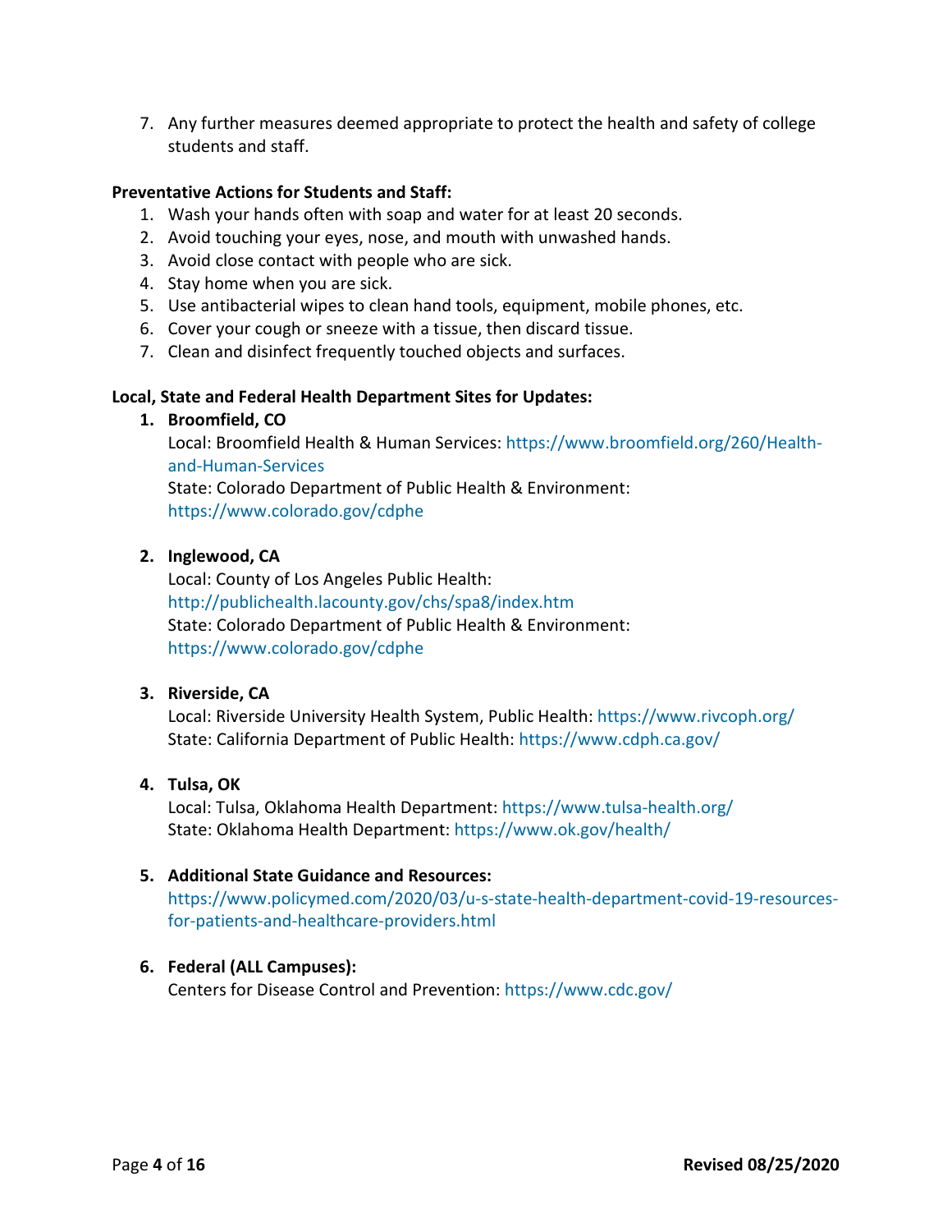7. Any further measures deemed appropriate to protect the health and safety of college students and staff.

**Preventative Actions for Students and Staff:**

1. Wash your hands often with soap and water for at least 20 seconds.
2. Avoid touching your eyes, nose, and mouth with unwashed hands.
3. Avoid close contact with people who are sick.
4. Stay home when you are sick.
5. Use antibacterial wipes to clean hand tools, equipment, mobile phones, etc.
6. Cover your cough or sneeze with a tissue, then discard tissue.
7. Clean and disinfect frequently touched objects and surfaces.

**Local, State and Federal Health Department Sites for Updates:**

1. **Broomfield, CO**
   Local: Broomfield Health & Human Services: https://www.broomfield.org/260/Health-and-Human-Services
   State: Colorado Department of Public Health & Environment: https://www.colorado.gov/cdphe

2. **Inglewood, CA**
   Local: County of Los Angeles Public Health: http://publichealth.lacounty.gov/chs/spa8/index.htm
   State: Colorado Department of Public Health & Environment: https://www.colorado.gov/cdphe

3. **Riverside, CA**
   Local: Riverside University Health System, Public Health: https://www.rivcoph.org/
   State: California Department of Public Health: https://www.cdph.ca.gov/

4. **Tulsa, OK**
   Local: Tulsa, Oklahoma Health Department: https://www.tulsa-health.org/
   State: Oklahoma Health Department: https://www.ok.gov/health/

5. **Additional State Guidance and Resources:**
   https://www.policymed.com/2020/03/u-s-state-health-department-covid-19-resources-for-patients-and-healthcare-providers.html

6. **Federal (ALL Campuses):**
   Centers for Disease Control and Prevention: https://www.cdc.gov/

Revised 08/25/2020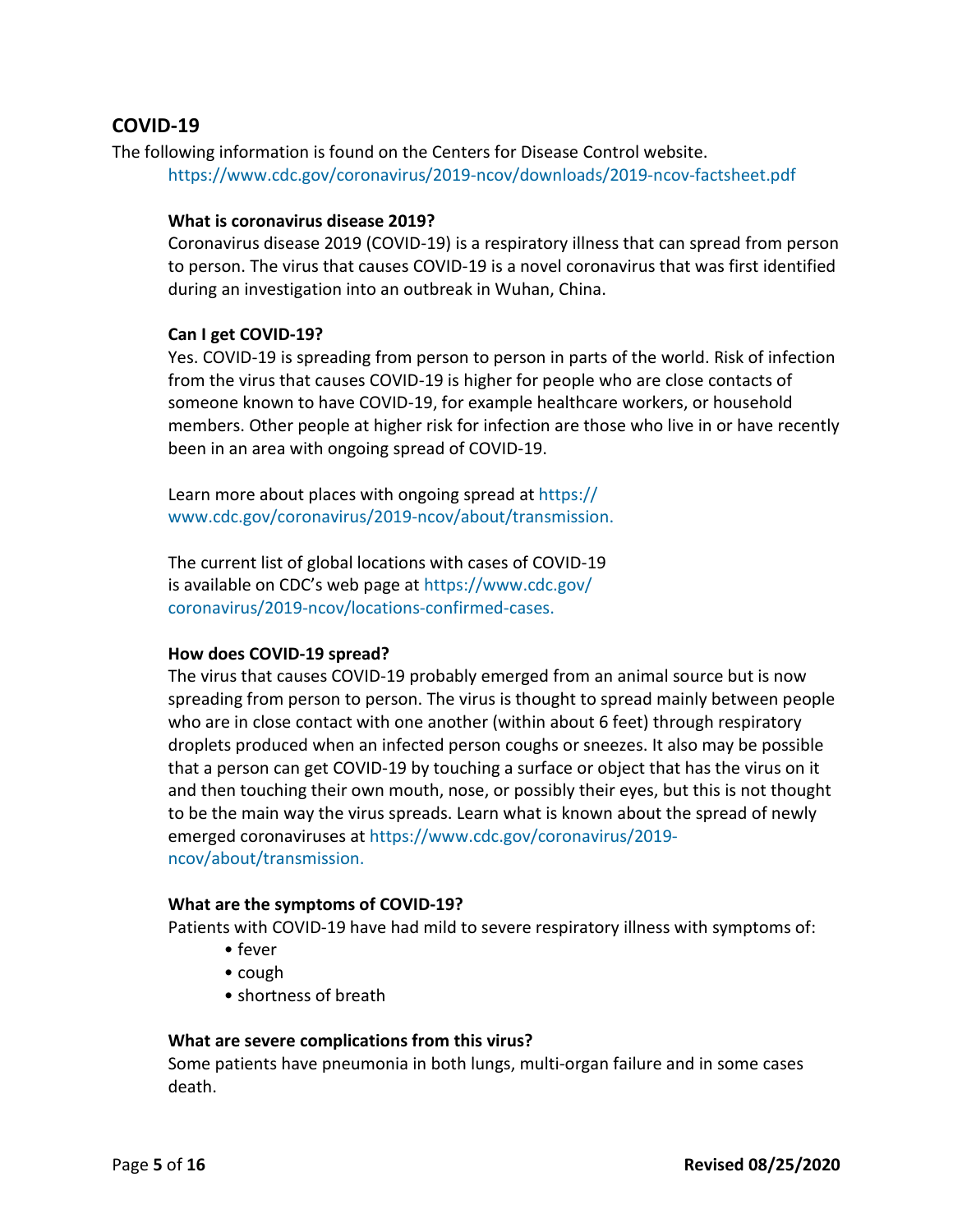## COVID-19

The following information is found on the Centers for Disease Control website.

https://www.cdc.gov/coronavirus/2019-ncov/downloads/2019-ncov-factsheet.pdf

**What is coronavirus disease 2019?**

Coronavirus disease 2019 (COVID-19) is a respiratory illness that can spread from person to person. The virus that causes COVID-19 is a novel coronavirus that was first identified during an investigation into an outbreak in Wuhan, China.

**Can I get COVID-19?**

Yes. COVID-19 is spreading from person to person in parts of the world. Risk of infection from the virus that causes COVID-19 is higher for people who are close contacts of someone known to have COVID-19, for example healthcare workers, or household members. Other people at higher risk for infection are those who live in or have recently been in an area with ongoing spread of COVID-19.

Learn more about places with ongoing spread at https://www.cdc.gov/coronavirus/2019-ncov/about/transmission.

The current list of global locations with cases of COVID-19 is available on CDC's web page at https://www.cdc.gov/coronavirus/2019-ncov/locations-confirmed-cases.

**How does COVID-19 spread?**

The virus that causes COVID-19 probably emerged from an animal source but is now spreading from person to person. The virus is thought to spread mainly between people who are in close contact with one another (within about 6 feet) through respiratory droplets produced when an infected person coughs or sneezes. It also may be possible that a person can get COVID-19 by touching a surface or object that has the virus on it and then touching their own mouth, nose, or possibly their eyes, but this is not thought to be the main way the virus spreads. Learn what is known about the spread of newly emerged coronaviruses at https://www.cdc.gov/coronavirus/2019-ncov/about/transmission.

**What are the symptoms of COVID-19?**

Patients with COVID-19 have had mild to severe respiratory illness with symptoms of:

- fever
- cough
- shortness of breath

**What are severe complications from this virus?**

Some patients have pneumonia in both lungs, multi-organ failure and in some cases death.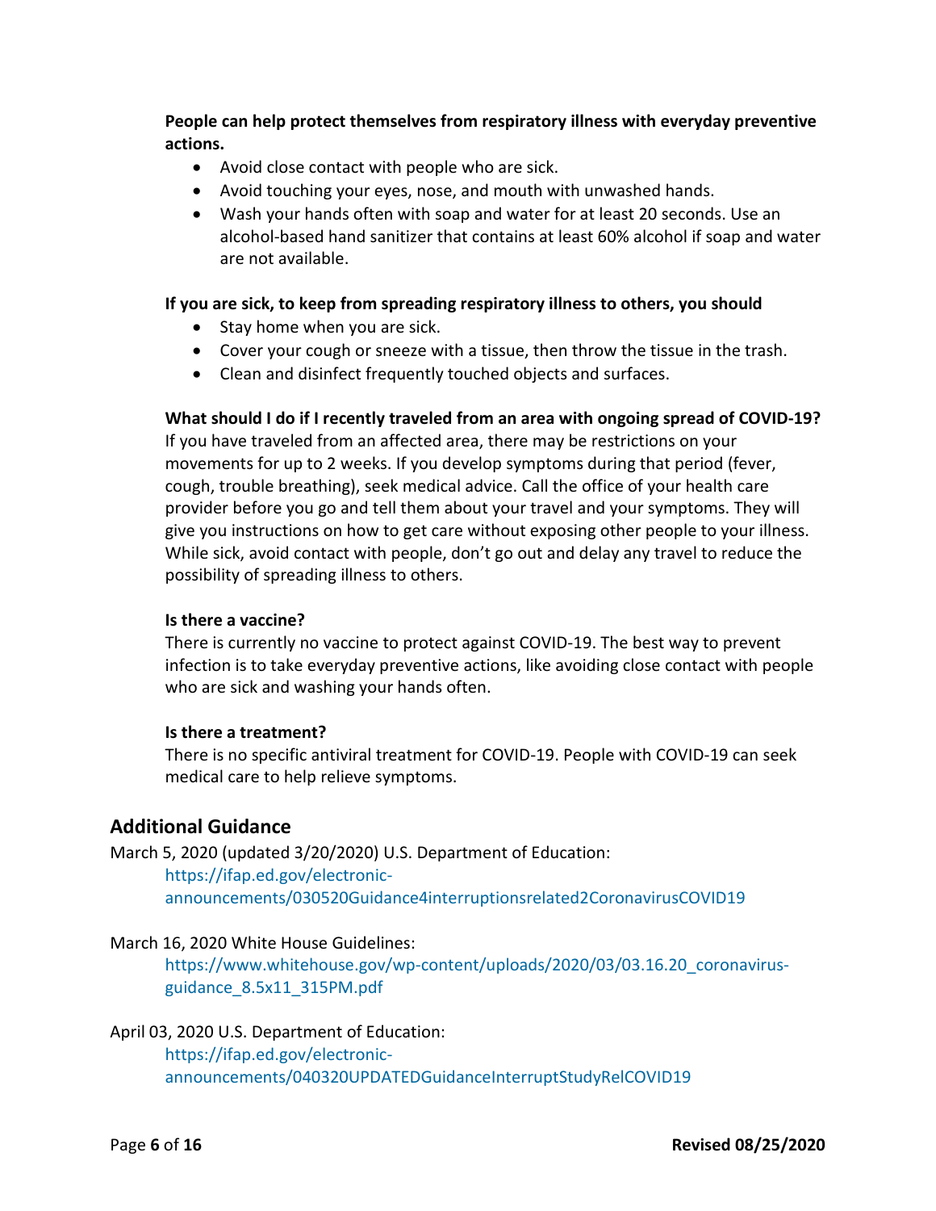**People can help protect themselves from respiratory illness with everyday preventive actions.**

- Avoid close contact with people who are sick.
- Avoid touching your eyes, nose, and mouth with unwashed hands.
- Wash your hands often with soap and water for at least 20 seconds. Use an alcohol-based hand sanitizer that contains at least 60% alcohol if soap and water are not available.

**If you are sick, to keep from spreading respiratory illness to others, you should**

- Stay home when you are sick.
- Cover your cough or sneeze with a tissue, then throw the tissue in the trash.
- Clean and disinfect frequently touched objects and surfaces.

**What should I do if I recently traveled from an area with ongoing spread of COVID-19?**

If you have traveled from an affected area, there may be restrictions on your movements for up to 2 weeks. If you develop symptoms during that period (fever, cough, trouble breathing), seek medical advice. Call the office of your health care provider before you go and tell them about your travel and your symptoms. They will give you instructions on how to get care without exposing other people to your illness. While sick, avoid contact with people, don't go out and delay any travel to reduce the possibility of spreading illness to others.

**Is there a vaccine?**

There is currently no vaccine to protect against COVID-19. The best way to prevent infection is to take everyday preventive actions, like avoiding close contact with people who are sick and washing your hands often.

**Is there a treatment?**

There is no specific antiviral treatment for COVID-19. People with COVID-19 can seek medical care to help relieve symptoms.

## Additional Guidance

March 5, 2020 (updated 3/20/2020) U.S. Department of Education:
https://ifap.ed.gov/electronic-announcements/030520Guidance4interruptionsrelated2CoronavirusCOVID19

March 16, 2020 White House Guidelines:
https://www.whitehouse.gov/wp-content/uploads/2020/03/03.16.20_coronavirus-guidance_8.5x11_315PM.pdf

April 03, 2020 U.S. Department of Education:
https://ifap.ed.gov/electronic-announcements/040320UPDATEDGuidanceInterruptStudyRelCOVID19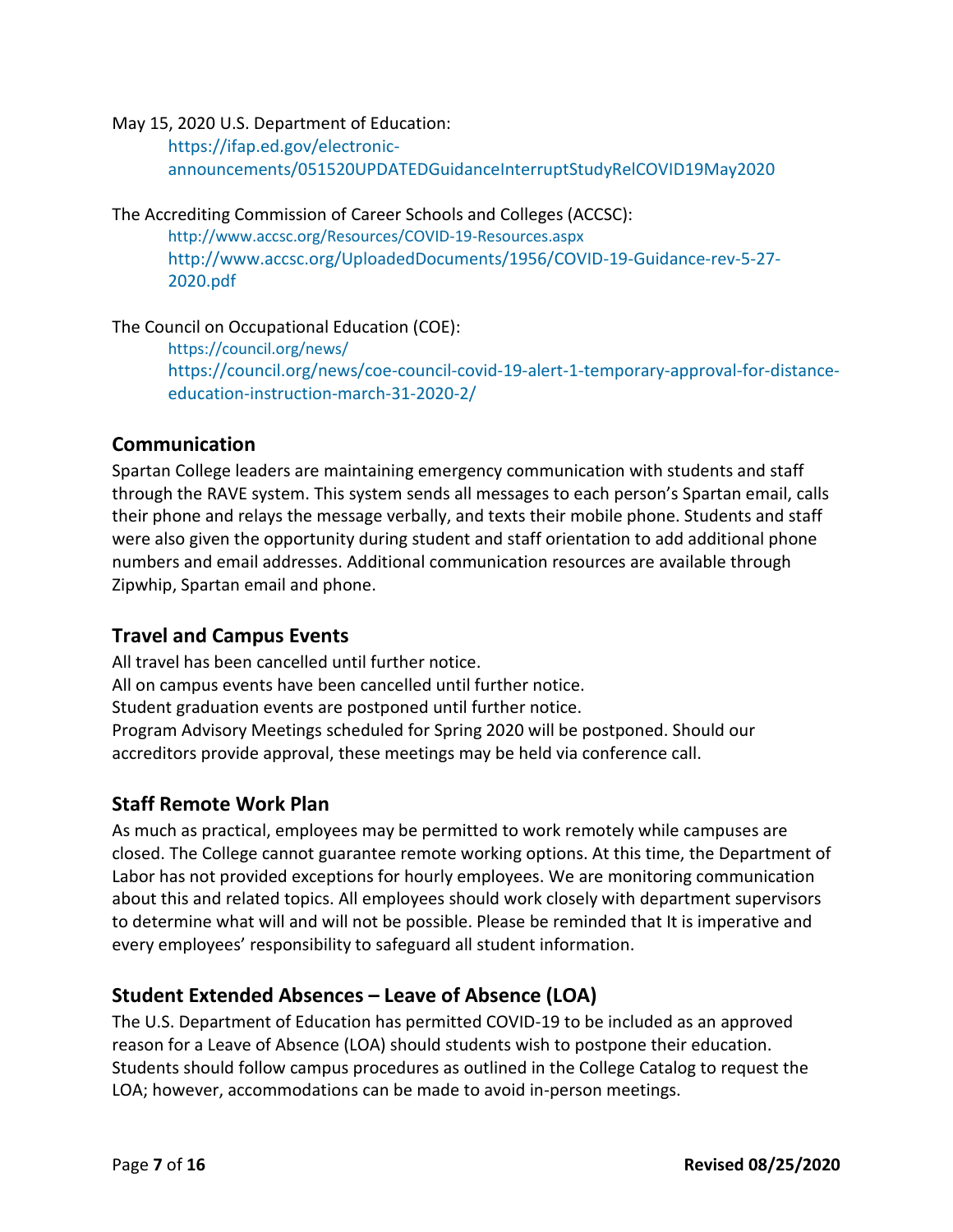May 15, 2020 U.S. Department of Education:

https://ifap.ed.gov/electronic-announcements/051520UPDATEDGuidanceInterruptStudyRelCOVID19May2020

The Accrediting Commission of Career Schools and Colleges (ACCSC):

http://www.accsc.org/Resources/COVID-19-Resources.aspx
http://www.accsc.org/UploadedDocuments/1956/COVID-19-Guidance-rev-5-27-2020.pdf

The Council on Occupational Education (COE):

https://council.org/news/
https://council.org/news/coe-council-covid-19-alert-1-temporary-approval-for-distance-education-instruction-march-31-2020-2/

## Communication

Spartan College leaders are maintaining emergency communication with students and staff through the RAVE system. This system sends all messages to each person's Spartan email, calls their phone and relays the message verbally, and texts their mobile phone. Students and staff were also given the opportunity during student and staff orientation to add additional phone numbers and email addresses. Additional communication resources are available through Zipwhip, Spartan email and phone.

## Travel and Campus Events

All travel has been cancelled until further notice.
All on campus events have been cancelled until further notice.
Student graduation events are postponed until further notice.
Program Advisory Meetings scheduled for Spring 2020 will be postponed. Should our accreditors provide approval, these meetings may be held via conference call.

## Staff Remote Work Plan

As much as practical, employees may be permitted to work remotely while campuses are closed. The College cannot guarantee remote working options. At this time, the Department of Labor has not provided exceptions for hourly employees. We are monitoring communication about this and related topics. All employees should work closely with department supervisors to determine what will and will not be possible. Please be reminded that It is imperative and every employees' responsibility to safeguard all student information.

## Student Extended Absences – Leave of Absence (LOA)

The U.S. Department of Education has permitted COVID-19 to be included as an approved reason for a Leave of Absence (LOA) should students wish to postpone their education. Students should follow campus procedures as outlined in the College Catalog to request the LOA; however, accommodations can be made to avoid in-person meetings.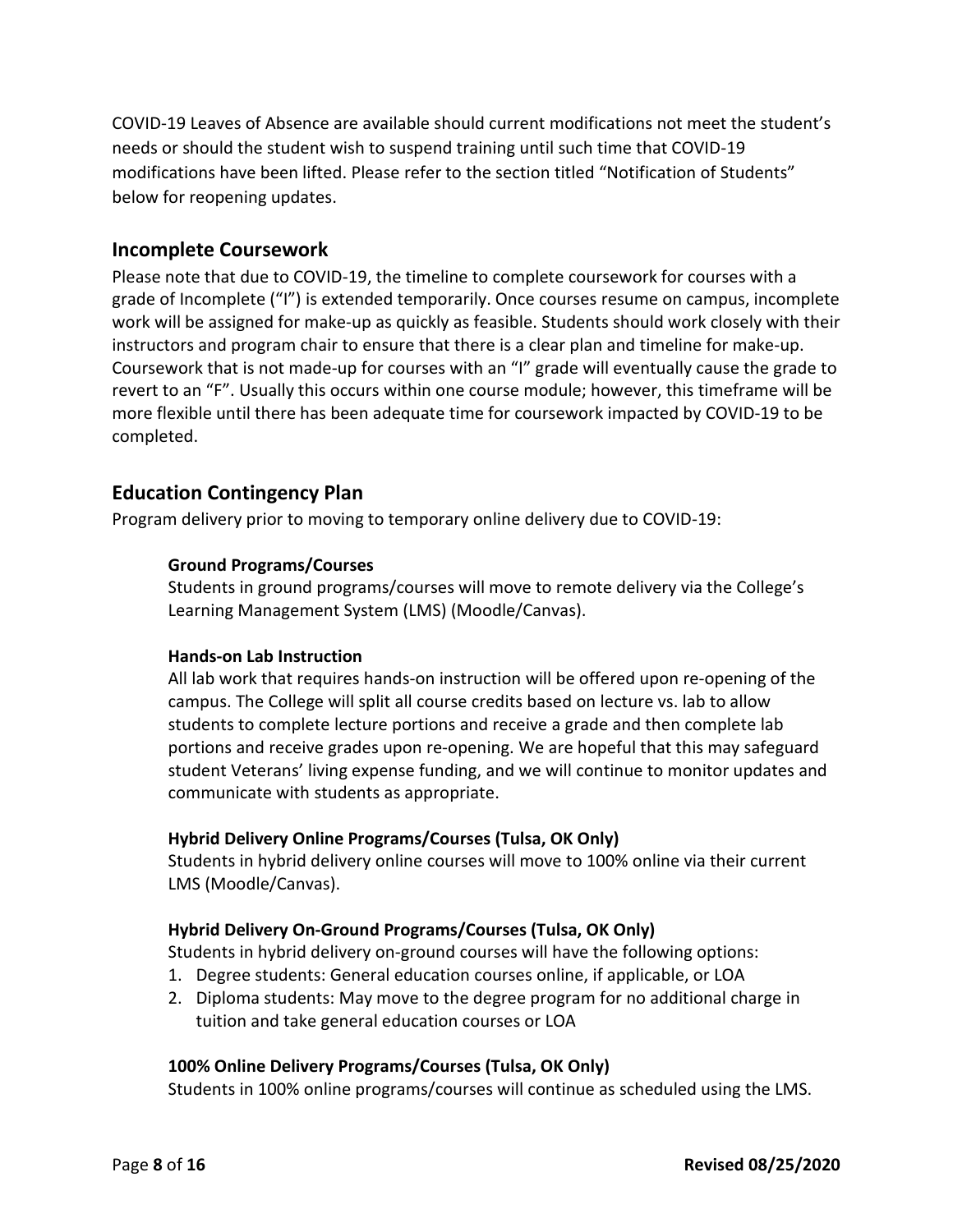COVID-19 Leaves of Absence are available should current modifications not meet the student's needs or should the student wish to suspend training until such time that COVID-19 modifications have been lifted. Please refer to the section titled "Notification of Students" below for reopening updates.

## Incomplete Coursework

Please note that due to COVID-19, the timeline to complete coursework for courses with a grade of Incomplete ("I") is extended temporarily. Once courses resume on campus, incomplete work will be assigned for make-up as quickly as feasible. Students should work closely with their instructors and program chair to ensure that there is a clear plan and timeline for make-up. Coursework that is not made-up for courses with an "I" grade will eventually cause the grade to revert to an "F". Usually this occurs within one course module; however, this timeframe will be more flexible until there has been adequate time for coursework impacted by COVID-19 to be completed.

## Education Contingency Plan

Program delivery prior to moving to temporary online delivery due to COVID-19:

### Ground Programs/Courses

Students in ground programs/courses will move to remote delivery via the College's Learning Management System (LMS) (Moodle/Canvas).

### Hands-on Lab Instruction

All lab work that requires hands-on instruction will be offered upon re-opening of the campus. The College will split all course credits based on lecture vs. lab to allow students to complete lecture portions and receive a grade and then complete lab portions and receive grades upon re-opening. We are hopeful that this may safeguard student Veterans' living expense funding, and we will continue to monitor updates and communicate with students as appropriate.

### Hybrid Delivery Online Programs/Courses (Tulsa, OK Only)

Students in hybrid delivery online courses will move to 100% online via their current LMS (Moodle/Canvas).

### Hybrid Delivery On-Ground Programs/Courses (Tulsa, OK Only)

Students in hybrid delivery on-ground courses will have the following options:

1. Degree students: General education courses online, if applicable, or LOA
2. Diploma students: May move to the degree program for no additional charge in tuition and take general education courses or LOA

### 100% Online Delivery Programs/Courses (Tulsa, OK Only)

Students in 100% online programs/courses will continue as scheduled using the LMS.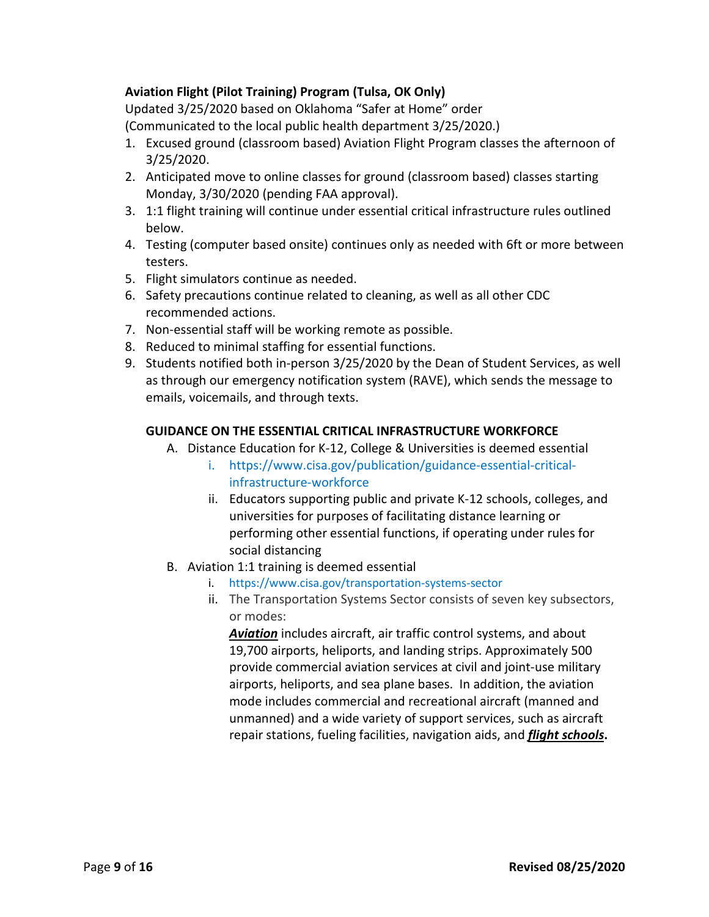**Aviation Flight (Pilot Training) Program (Tulsa, OK Only)**

Updated 3/25/2020 based on Oklahoma "Safer at Home" order
(Communicated to the local public health department 3/25/2020.)

1. Excused ground (classroom based) Aviation Flight Program classes the afternoon of 3/25/2020.
2. Anticipated move to online classes for ground (classroom based) classes starting Monday, 3/30/2020 (pending FAA approval).
3. 1:1 flight training will continue under essential critical infrastructure rules outlined below.
4. Testing (computer based onsite) continues only as needed with 6ft or more between testers.
5. Flight simulators continue as needed.
6. Safety precautions continue related to cleaning, as well as all other CDC recommended actions.
7. Non-essential staff will be working remote as possible.
8. Reduced to minimal staffing for essential functions.
9. Students notified both in-person 3/25/2020 by the Dean of Student Services, as well as through our emergency notification system (RAVE), which sends the message to emails, voicemails, and through texts.

**GUIDANCE ON THE ESSENTIAL CRITICAL INFRASTRUCTURE WORKFORCE**

A. Distance Education for K-12, College & Universities is deemed essential
   i. https://www.cisa.gov/publication/guidance-essential-critical-infrastructure-workforce
   ii. Educators supporting public and private K-12 schools, colleges, and universities for purposes of facilitating distance learning or performing other essential functions, if operating under rules for social distancing

B. Aviation 1:1 training is deemed essential
   i. https://www.cisa.gov/transportation-systems-sector
   ii. The Transportation Systems Sector consists of seven key subsectors, or modes:

      ***Aviation*** includes aircraft, air traffic control systems, and about 19,700 airports, heliports, and landing strips. Approximately 500 provide commercial aviation services at civil and joint-use military airports, heliports, and sea plane bases. In addition, the aviation mode includes commercial and recreational aircraft (manned and unmanned) and a wide variety of support services, such as aircraft repair stations, fueling facilities, navigation aids, and ***flight schools*.**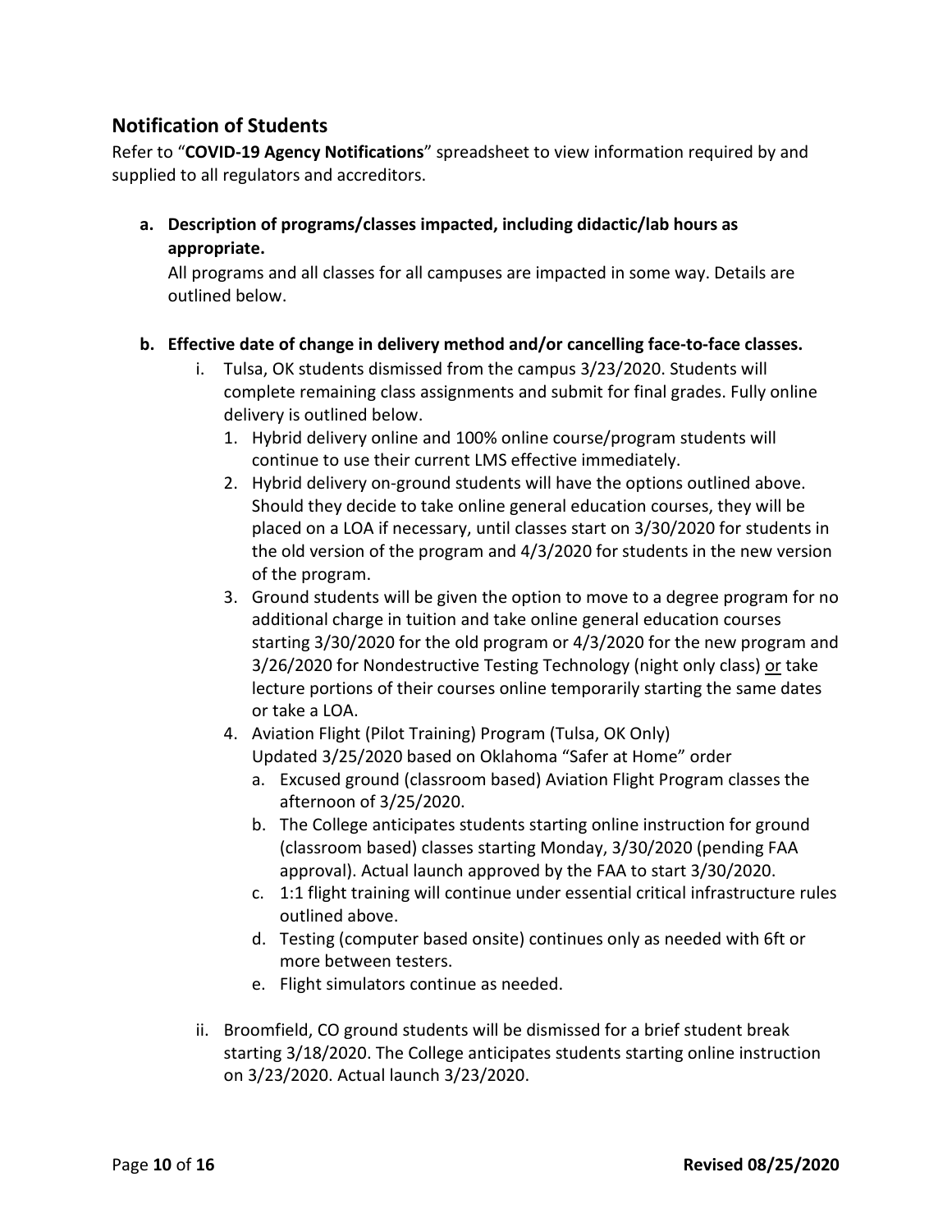## Notification of Students

Refer to "**COVID-19 Agency Notifications**" spreadsheet to view information required by and supplied to all regulators and accreditors.

**a. Description of programs/classes impacted, including didactic/lab hours as appropriate.**

All programs and all classes for all campuses are impacted in some way. Details are outlined below.

**b. Effective date of change in delivery method and/or cancelling face-to-face classes.**

i. Tulsa, OK students dismissed from the campus 3/23/2020. Students will complete remaining class assignments and submit for final grades. Fully online delivery is outlined below.

1. Hybrid delivery online and 100% online course/program students will continue to use their current LMS effective immediately.
2. Hybrid delivery on-ground students will have the options outlined above. Should they decide to take online general education courses, they will be placed on a LOA if necessary, until classes start on 3/30/2020 for students in the old version of the program and 4/3/2020 for students in the new version of the program.
3. Ground students will be given the option to move to a degree program for no additional charge in tuition and take online general education courses starting 3/30/2020 for the old program or 4/3/2020 for the new program and 3/26/2020 for Nondestructive Testing Technology (night only class) <u>or</u> take lecture portions of their courses online temporarily starting the same dates or take a LOA.
4. Aviation Flight (Pilot Training) Program (Tulsa, OK Only)
   Updated 3/25/2020 based on Oklahoma "Safer at Home" order
   a. Excused ground (classroom based) Aviation Flight Program classes the afternoon of 3/25/2020.
   b. The College anticipates students starting online instruction for ground (classroom based) classes starting Monday, 3/30/2020 (pending FAA approval). Actual launch approved by the FAA to start 3/30/2020.
   c. 1:1 flight training will continue under essential critical infrastructure rules outlined above.
   d. Testing (computer based onsite) continues only as needed with 6ft or more between testers.
   e. Flight simulators continue as needed.

ii. Broomfield, CO ground students will be dismissed for a brief student break starting 3/18/2020. The College anticipates students starting online instruction on 3/23/2020. Actual launch 3/23/2020.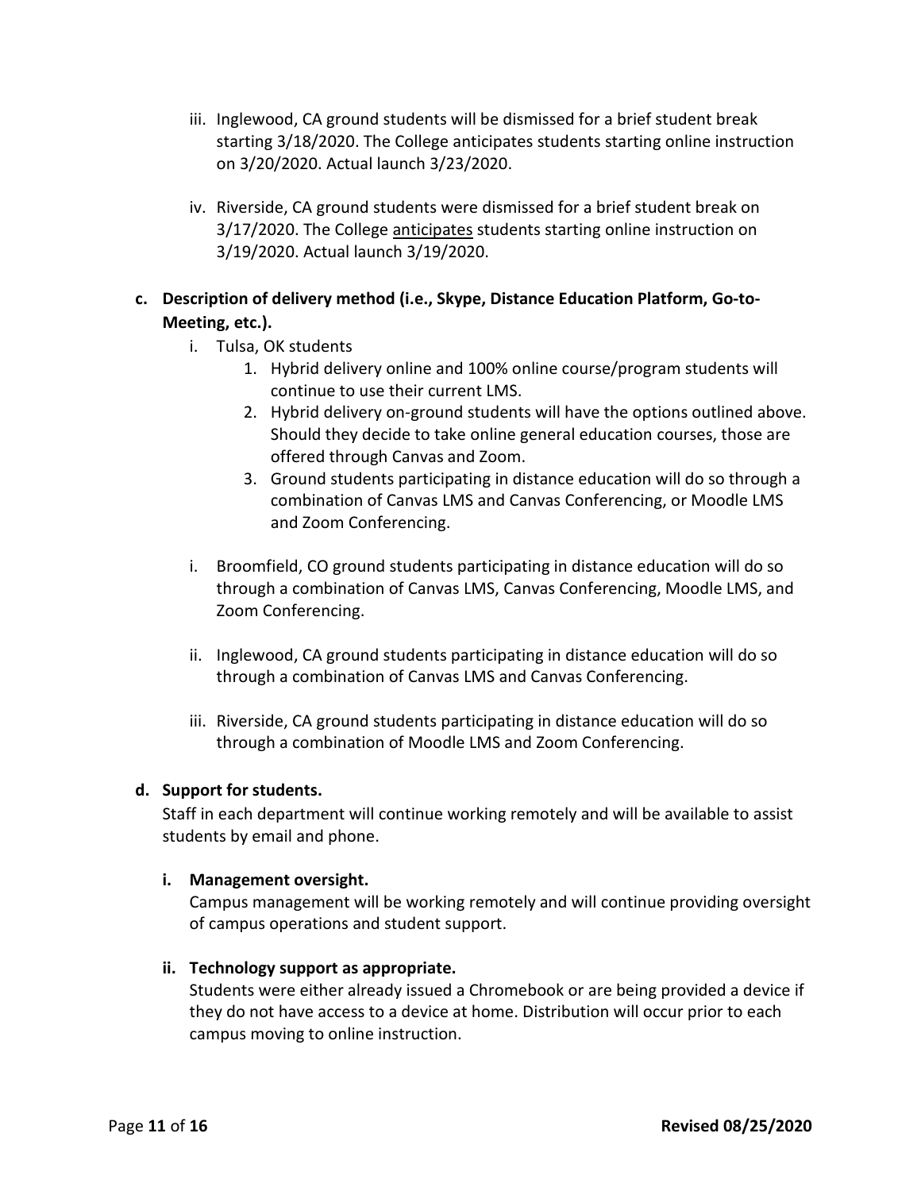iii. Inglewood, CA ground students will be dismissed for a brief student break starting 3/18/2020. The College anticipates students starting online instruction on 3/20/2020. Actual launch 3/23/2020.

iv. Riverside, CA ground students were dismissed for a brief student break on 3/17/2020. The College <u>anticipates</u> students starting online instruction on 3/19/2020. Actual launch 3/19/2020.

**c. Description of delivery method (i.e., Skype, Distance Education Platform, Go-to-Meeting, etc.).**

i. Tulsa, OK students
   1. Hybrid delivery online and 100% online course/program students will continue to use their current LMS.
   2. Hybrid delivery on-ground students will have the options outlined above. Should they decide to take online general education courses, those are offered through Canvas and Zoom.
   3. Ground students participating in distance education will do so through a combination of Canvas LMS and Canvas Conferencing, or Moodle LMS and Zoom Conferencing.

i. Broomfield, CO ground students participating in distance education will do so through a combination of Canvas LMS, Canvas Conferencing, Moodle LMS, and Zoom Conferencing.

ii. Inglewood, CA ground students participating in distance education will do so through a combination of Canvas LMS and Canvas Conferencing.

iii. Riverside, CA ground students participating in distance education will do so through a combination of Moodle LMS and Zoom Conferencing.

**d. Support for students.**

Staff in each department will continue working remotely and will be available to assist students by email and phone.

**i. Management oversight.**

Campus management will be working remotely and will continue providing oversight of campus operations and student support.

**ii. Technology support as appropriate.**

Students were either already issued a Chromebook or are being provided a device if they do not have access to a device at home. Distribution will occur prior to each campus moving to online instruction.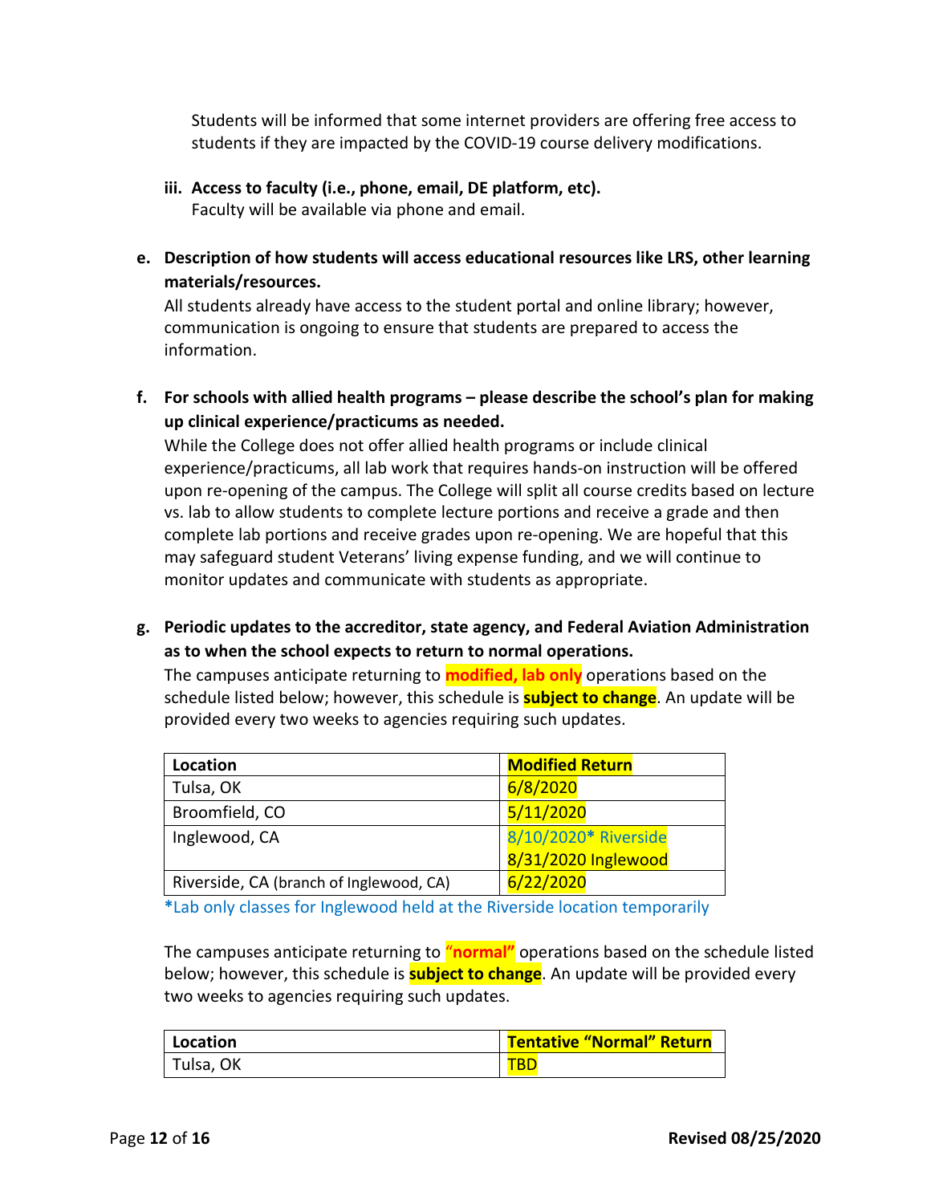Students will be informed that some internet providers are offering free access to students if they are impacted by the COVID-19 course delivery modifications.

**iii. Access to faculty (i.e., phone, email, DE platform, etc).**
Faculty will be available via phone and email.

**e. Description of how students will access educational resources like LRS, other learning materials/resources.**
All students already have access to the student portal and online library; however, communication is ongoing to ensure that students are prepared to access the information.

**f. For schools with allied health programs – please describe the school's plan for making up clinical experience/practicums as needed.**
While the College does not offer allied health programs or include clinical experience/practicums, all lab work that requires hands-on instruction will be offered upon re-opening of the campus. The College will split all course credits based on lecture vs. lab to allow students to complete lecture portions and receive a grade and then complete lab portions and receive grades upon re-opening. We are hopeful that this may safeguard student Veterans' living expense funding, and we will continue to monitor updates and communicate with students as appropriate.

**g. Periodic updates to the accreditor, state agency, and Federal Aviation Administration as to when the school expects to return to normal operations.**
The campuses anticipate returning to **modified, lab only** operations based on the schedule listed below; however, this schedule is **subject to change**. An update will be provided every two weeks to agencies requiring such updates.

| Location | Modified Return |
|---|---|
| Tulsa, OK | 6/8/2020 |
| Broomfield, CO | 5/11/2020 |
| Inglewood, CA | 8/10/2020* Riverside<br>8/31/2020 Inglewood |
| Riverside, CA (branch of Inglewood, CA) | 6/22/2020 |

*Lab only classes for Inglewood held at the Riverside location temporarily

The campuses anticipate returning to **"normal"** operations based on the schedule listed below; however, this schedule is **subject to change**. An update will be provided every two weeks to agencies requiring such updates.

| Location | Tentative "Normal" Return |
|---|---|
| Tulsa, OK | TBD |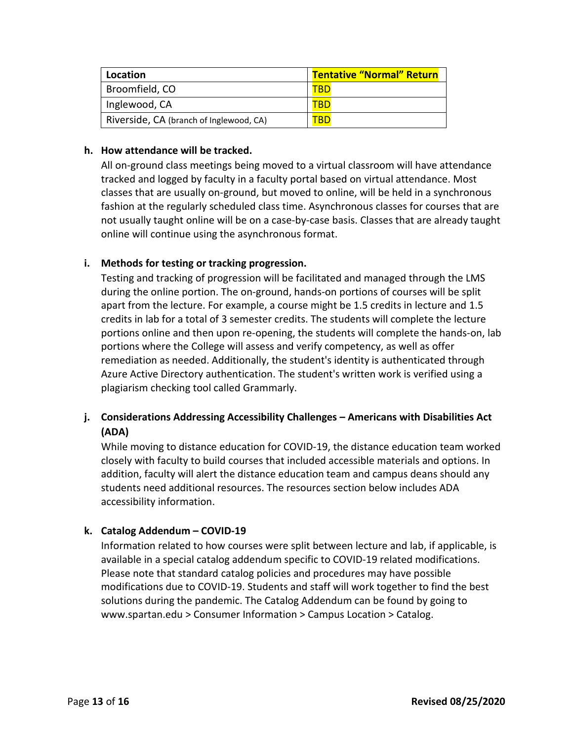| Location | Tentative "Normal" Return |
|---|---|
| Broomfield, CO | TBD |
| Inglewood, CA | TBD |
| Riverside, CA (branch of Inglewood, CA) | TBD |

**h. How attendance will be tracked.**

All on-ground class meetings being moved to a virtual classroom will have attendance tracked and logged by faculty in a faculty portal based on virtual attendance. Most classes that are usually on-ground, but moved to online, will be held in a synchronous fashion at the regularly scheduled class time. Asynchronous classes for courses that are not usually taught online will be on a case-by-case basis. Classes that are already taught online will continue using the asynchronous format.

**i. Methods for testing or tracking progression.**

Testing and tracking of progression will be facilitated and managed through the LMS during the online portion. The on-ground, hands-on portions of courses will be split apart from the lecture. For example, a course might be 1.5 credits in lecture and 1.5 credits in lab for a total of 3 semester credits. The students will complete the lecture portions online and then upon re-opening, the students will complete the hands-on, lab portions where the College will assess and verify competency, as well as offer remediation as needed. Additionally, the student's identity is authenticated through Azure Active Directory authentication. The student's written work is verified using a plagiarism checking tool called Grammarly.

**j. Considerations Addressing Accessibility Challenges – Americans with Disabilities Act (ADA)**

While moving to distance education for COVID-19, the distance education team worked closely with faculty to build courses that included accessible materials and options. In addition, faculty will alert the distance education team and campus deans should any students need additional resources. The resources section below includes ADA accessibility information.

**k. Catalog Addendum – COVID-19**

Information related to how courses were split between lecture and lab, if applicable, is available in a special catalog addendum specific to COVID-19 related modifications. Please note that standard catalog policies and procedures may have possible modifications due to COVID-19. Students and staff will work together to find the best solutions during the pandemic. The Catalog Addendum can be found by going to www.spartan.edu > Consumer Information > Campus Location > Catalog.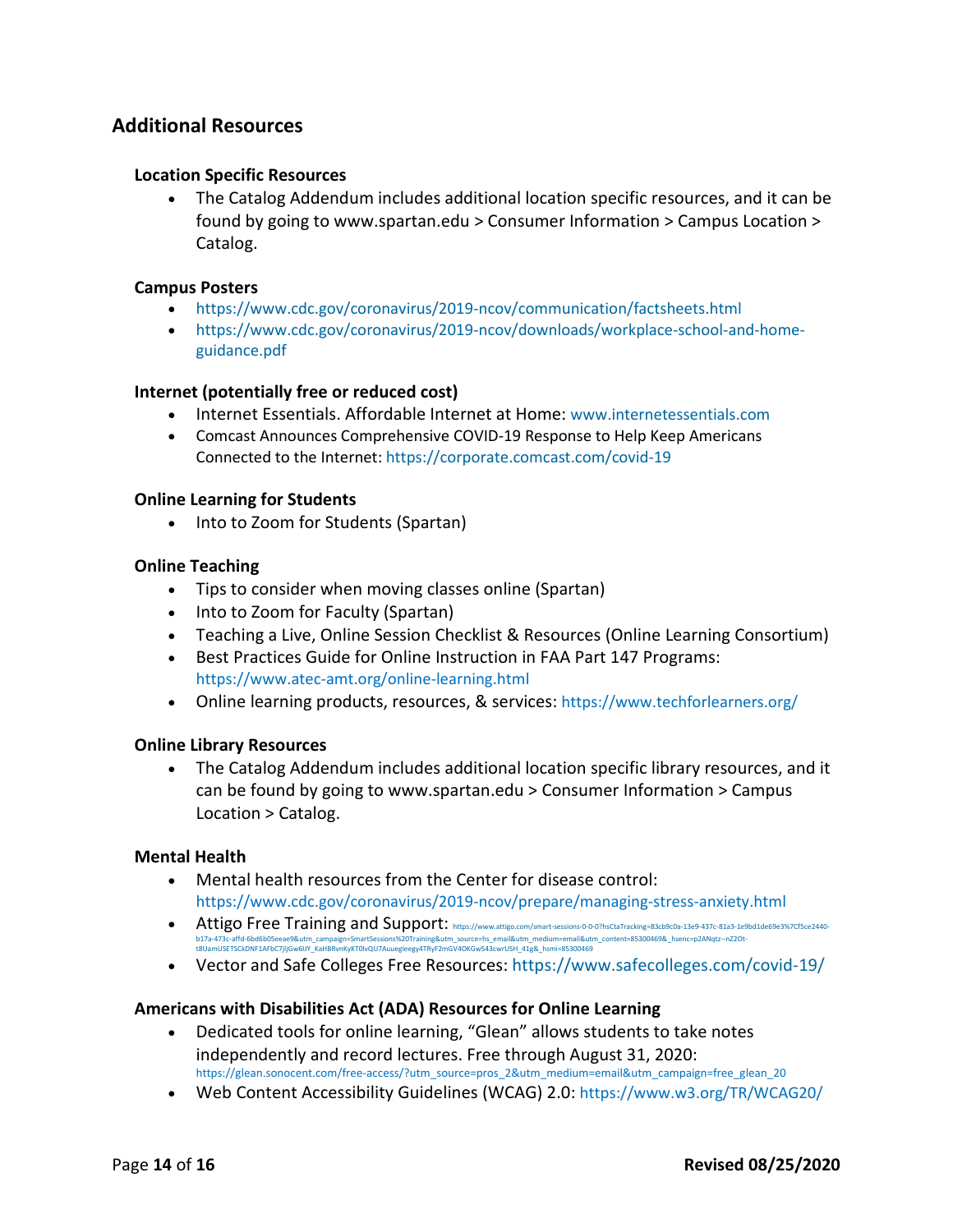## Additional Resources

### Location Specific Resources

- The Catalog Addendum includes additional location specific resources, and it can be found by going to www.spartan.edu > Consumer Information > Campus Location > Catalog.

### Campus Posters

- https://www.cdc.gov/coronavirus/2019-ncov/communication/factsheets.html
- https://www.cdc.gov/coronavirus/2019-ncov/downloads/workplace-school-and-home-guidance.pdf

### Internet (potentially free or reduced cost)

- Internet Essentials. Affordable Internet at Home: www.internetessentials.com
- Comcast Announces Comprehensive COVID-19 Response to Help Keep Americans Connected to the Internet: https://corporate.comcast.com/covid-19

### Online Learning for Students

- Into to Zoom for Students (Spartan)

### Online Teaching

- Tips to consider when moving classes online (Spartan)
- Into to Zoom for Faculty (Spartan)
- Teaching a Live, Online Session Checklist & Resources (Online Learning Consortium)
- Best Practices Guide for Online Instruction in FAA Part 147 Programs: https://www.atec-amt.org/online-learning.html
- Online learning products, resources, & services: https://www.techforlearners.org/

### Online Library Resources

- The Catalog Addendum includes additional location specific library resources, and it can be found by going to www.spartan.edu > Consumer Information > Campus Location > Catalog.

### Mental Health

- Mental health resources from the Center for disease control: https://www.cdc.gov/coronavirus/2019-ncov/prepare/managing-stress-anxiety.html
- Attigo Free Training and Support: https://www.attigo.com/smart-sessions-0-0-0?hsCtaTracking=83cb9c0a-13e9-437c-81a3-1e9bd1de69e3%7Cf5ce2440-b17a-473c-affd-6bd6b05eeae9&utm_campaign=SmartSessions%20Training&utm_source=hs_email&utm_medium=email&utm_content=85300469&_hsenc=p2ANqtz--nZ2Ot-t8UamUSETSCkDNF1AFbC7jIjGw6lJY_KaHBRvnKyKT0lvQU7Auuegleegy4TRyF2mGV4OKGw543cwrUSH_41g&_hsmi=85300469
- Vector and Safe Colleges Free Resources: https://www.safecolleges.com/covid-19/

### Americans with Disabilities Act (ADA) Resources for Online Learning

- Dedicated tools for online learning, "Glean" allows students to take notes independently and record lectures. Free through August 31, 2020: https://glean.sonocent.com/free-access/?utm_source=pros_2&utm_medium=email&utm_campaign=free_glean_20
- Web Content Accessibility Guidelines (WCAG) 2.0: https://www.w3.org/TR/WCAG20/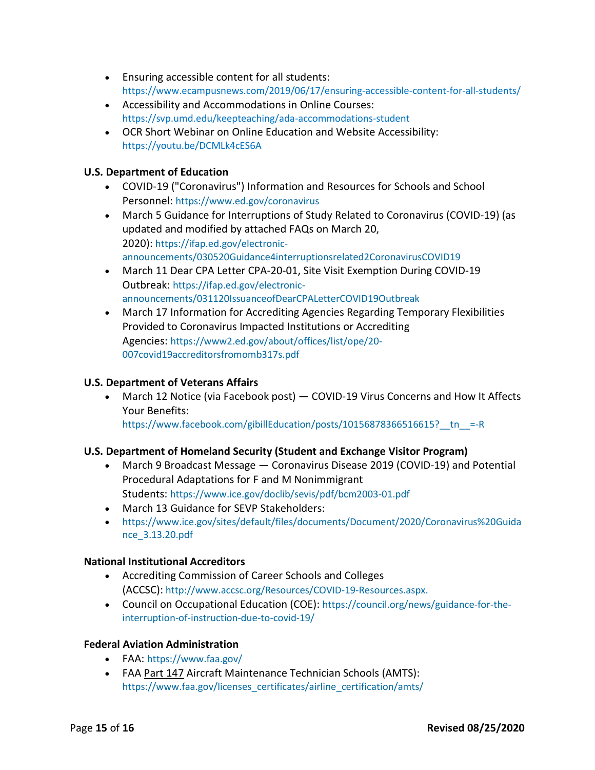- Ensuring accessible content for all students: https://www.ecampusnews.com/2019/06/17/ensuring-accessible-content-for-all-students/
- Accessibility and Accommodations in Online Courses: https://svp.umd.edu/keepteaching/ada-accommodations-student
- OCR Short Webinar on Online Education and Website Accessibility: https://youtu.be/DCMLk4cES6A

**U.S. Department of Education**

- COVID-19 ("Coronavirus") Information and Resources for Schools and School Personnel: https://www.ed.gov/coronavirus
- March 5 Guidance for Interruptions of Study Related to Coronavirus (COVID-19) (as updated and modified by attached FAQs on March 20, 2020): https://ifap.ed.gov/electronic-announcements/030520Guidance4interruptionsrelated2CoronavirusCOVID19
- March 11 Dear CPA Letter CPA-20-01, Site Visit Exemption During COVID-19 Outbreak: https://ifap.ed.gov/electronic-announcements/031120IssuanceofDearCPALetterCOVID19Outbreak
- March 17 Information for Accrediting Agencies Regarding Temporary Flexibilities Provided to Coronavirus Impacted Institutions or Accrediting Agencies: https://www2.ed.gov/about/offices/list/ope/20-007covid19accreditorsfromomb317s.pdf

**U.S. Department of Veterans Affairs**

- March 12 Notice (via Facebook post) — COVID-19 Virus Concerns and How It Affects Your Benefits: https://www.facebook.com/gibillEducation/posts/10156878366516615?__tn__=-R

**U.S. Department of Homeland Security (Student and Exchange Visitor Program)**

- March 9 Broadcast Message — Coronavirus Disease 2019 (COVID-19) and Potential Procedural Adaptations for F and M Nonimmigrant Students: https://www.ice.gov/doclib/sevis/pdf/bcm2003-01.pdf
- March 13 Guidance for SEVP Stakeholders:
- https://www.ice.gov/sites/default/files/documents/Document/2020/Coronavirus%20Guidance_3.13.20.pdf

**National Institutional Accreditors**

- Accrediting Commission of Career Schools and Colleges (ACCSC): http://www.accsc.org/Resources/COVID-19-Resources.aspx.
- Council on Occupational Education (COE): https://council.org/news/guidance-for-the-interruption-of-instruction-due-to-covid-19/

**Federal Aviation Administration**

- FAA: https://www.faa.gov/
- FAA Part 147 Aircraft Maintenance Technician Schools (AMTS): https://www.faa.gov/licenses_certificates/airline_certification/amts/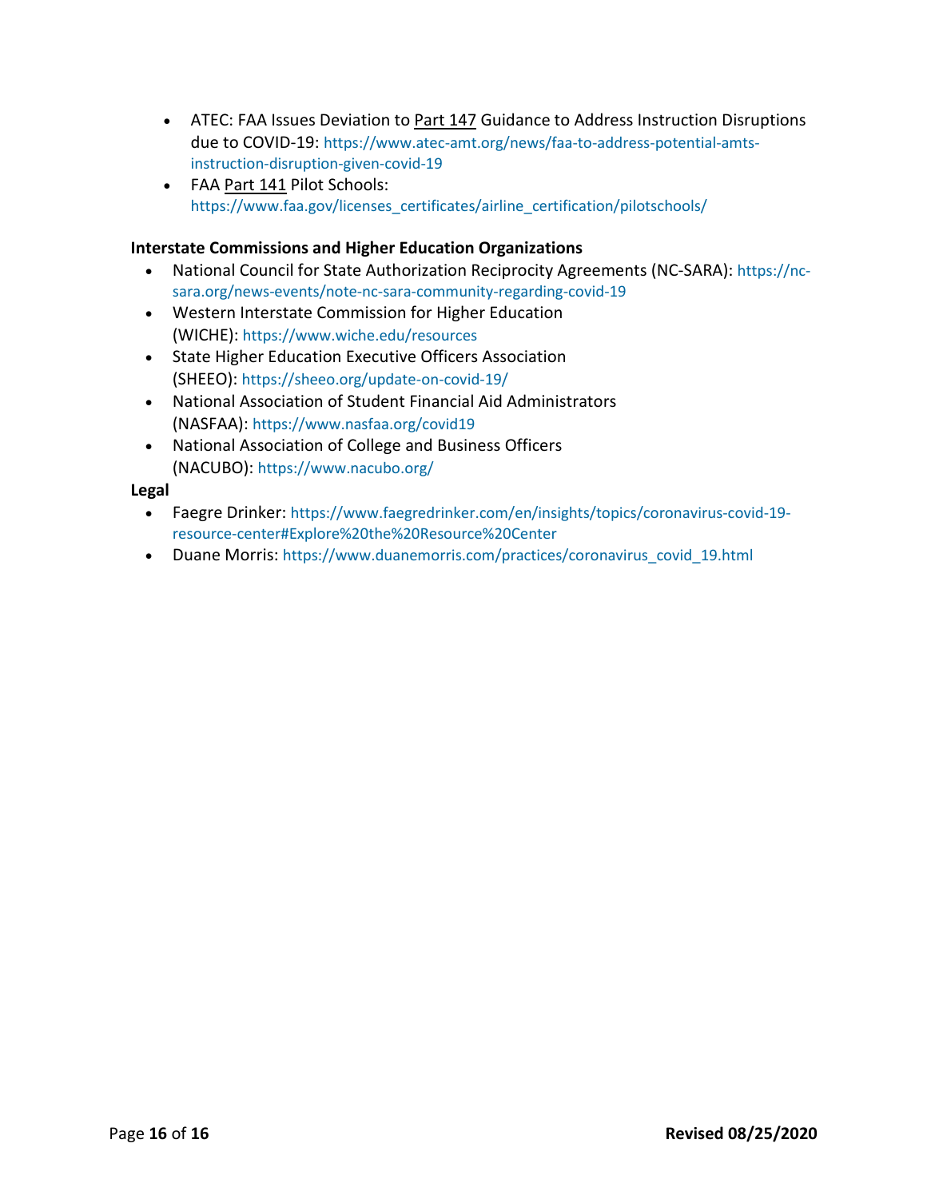- ATEC: FAA Issues Deviation to Part 147 Guidance to Address Instruction Disruptions due to COVID-19: https://www.atec-amt.org/news/faa-to-address-potential-amts-instruction-disruption-given-covid-19
- FAA Part 141 Pilot Schools: https://www.faa.gov/licenses_certificates/airline_certification/pilotschools/

**Interstate Commissions and Higher Education Organizations**

- National Council for State Authorization Reciprocity Agreements (NC-SARA): https://nc-sara.org/news-events/note-nc-sara-community-regarding-covid-19
- Western Interstate Commission for Higher Education (WICHE): https://www.wiche.edu/resources
- State Higher Education Executive Officers Association (SHEEO): https://sheeo.org/update-on-covid-19/
- National Association of Student Financial Aid Administrators (NASFAA): https://www.nasfaa.org/covid19
- National Association of College and Business Officers (NACUBO): https://www.nacubo.org/

**Legal**

- Faegre Drinker: https://www.faegredrinker.com/en/insights/topics/coronavirus-covid-19-resource-center#Explore%20the%20Resource%20Center
- Duane Morris: https://www.duanemorris.com/practices/coronavirus_covid_19.html